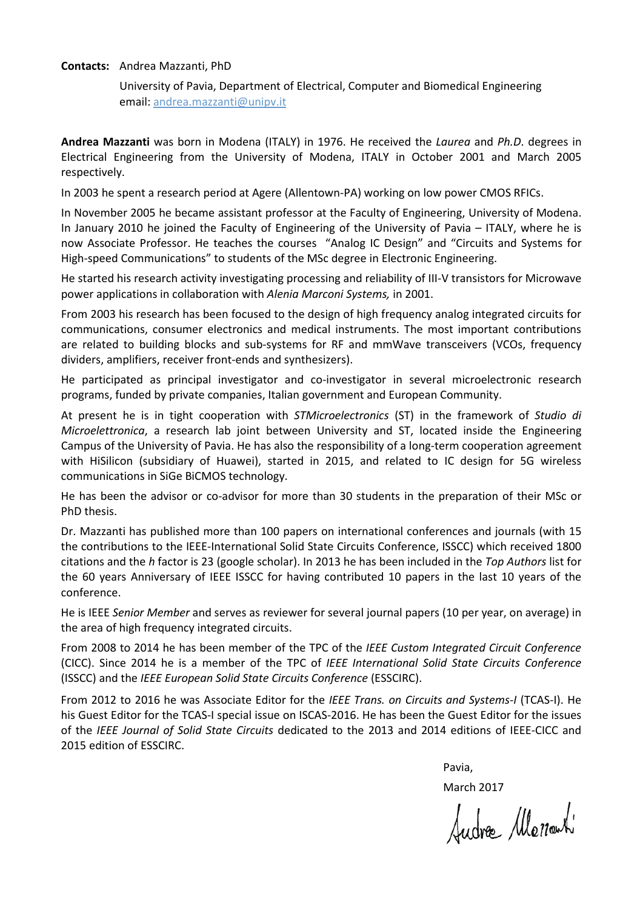**Contacts:** Andrea Mazzanti, PhD

University of Pavia, Department of Electrical, Computer and Biomedical Engineering
email: [andrea.mazzanti@unipv.it](mailto:andrea.mazzanti@unipv.it)

**Andrea Mazzanti** was born in Modena (ITALY) in 1976. He received the *Laurea* and *Ph.D*. degrees in Electrical Engineering from the University of Modena, ITALY in October 2001 and March 2005 respectively.

In 2003 he spent a research period at Agere (Allentown-PA) working on low power CMOS RFICs.

In November 2005 he became assistant professor at the Faculty of Engineering, University of Modena. In January 2010 he joined the Faculty of Engineering of the University of Pavia – ITALY, where he is now Associate Professor. He teaches the courses "Analog IC Design" and "Circuits and Systems for High-speed Communications" to students of the MSc degree in Electronic Engineering.

He started his research activity investigating processing and reliability of III-V transistors for Microwave power applications in collaboration with *Alenia Marconi Systems,* in 2001.

From 2003 his research has been focused to the design of high frequency analog integrated circuits for communications, consumer electronics and medical instruments. The most important contributions are related to building blocks and sub-systems for RF and mmWave transceivers (VCOs, frequency dividers, amplifiers, receiver front-ends and synthesizers).

He participated as principal investigator and co-investigator in several microelectronic research programs, funded by private companies, Italian government and European Community.

At present he is in tight cooperation with *STMicroelectronics* (ST) in the framework of *Studio di Microelettronica*, a research lab joint between University and ST, located inside the Engineering Campus of the University of Pavia. He has also the responsibility of a long-term cooperation agreement with HiSilicon (subsidiary of Huawei), started in 2015, and related to IC design for 5G wireless communications in SiGe BiCMOS technology.

He has been the advisor or co-advisor for more than 30 students in the preparation of their MSc or PhD thesis.

Dr. Mazzanti has published more than 100 papers on international conferences and journals (with 15 the contributions to the IEEE-International Solid State Circuits Conference, ISSCC) which received 1800 citations and the *h* factor is 23 (google scholar). In 2013 he has been included in the *Top Authors* list for the 60 years Anniversary of IEEE ISSCC for having contributed 10 papers in the last 10 years of the conference.

He is IEEE *Senior Member* and serves as reviewer for several journal papers (10 per year, on average) in the area of high frequency integrated circuits.

From 2008 to 2014 he has been member of the TPC of the *IEEE Custom Integrated Circuit Conference* (CICC). Since 2014 he is a member of the TPC of *IEEE International Solid State Circuits Conference* (ISSCC) and the *IEEE European Solid State Circuits Conference* (ESSCIRC).

From 2012 to 2016 he was Associate Editor for the *IEEE Trans. on Circuits and Systems-I* (TCAS-I). He his Guest Editor for the TCAS-I special issue on ISCAS-2016. He has been the Guest Editor for the issues of the *IEEE Journal of Solid State Circuits* dedicated to the 2013 and 2014 editions of IEEE-CICC and 2015 edition of ESSCIRC.

Pavia,

March 2017

Andrea Mazzanti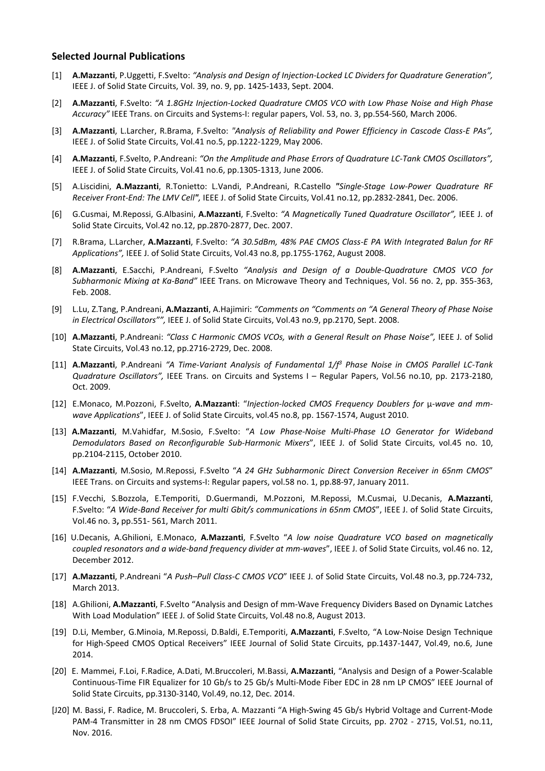### Selected Journal Publications

[1] **A.Mazzanti**, P.Uggetti, F.Svelto: *"Analysis and Design of Injection-Locked LC Dividers for Quadrature Generation",* IEEE J. of Solid State Circuits, Vol. 39, no. 9, pp. 1425-1433, Sept. 2004.

[2] **A.Mazzanti**, F.Svelto: *"A 1.8GHz Injection-Locked Quadrature CMOS VCO with Low Phase Noise and High Phase Accuracy"* IEEE Trans. on Circuits and Systems-I: regular papers, Vol. 53, no. 3, pp.554-560, March 2006.

[3] **A.Mazzanti**, L.Larcher, R.Brama, F.Svelto: *"Analysis of Reliability and Power Efficiency in Cascode Class-E PAs",* IEEE J. of Solid State Circuits, Vol.41 no.5, pp.1222-1229, May 2006.

[4] **A.Mazzanti**, F.Svelto, P.Andreani: *"On the Amplitude and Phase Errors of Quadrature LC-Tank CMOS Oscillators",* IEEE J. of Solid State Circuits, Vol.41 no.6, pp.1305-1313, June 2006.

[5] A.Liscidini, **A.Mazzanti**, R.Tonietto: L.Vandi, P.Andreani, R.Castello ***"****Single-Stage Low-Power Quadrature RF Receiver Front-End: The LMV Cell****",*** IEEE J. of Solid State Circuits, Vol.41 no.12, pp.2832-2841, Dec. 2006.

[6] G.Cusmai, M.Repossi, G.Albasini, **A.Mazzanti**, F.Svelto: *"A Magnetically Tuned Quadrature Oscillator",* IEEE J. of Solid State Circuits, Vol.42 no.12, pp.2870-2877, Dec. 2007.

[7] R.Brama, L.Larcher, **A.Mazzanti**, F.Svelto: *"A 30.5dBm, 48% PAE CMOS Class-E PA With Integrated Balun for RF Applications",* IEEE J. of Solid State Circuits, Vol.43 no.8, pp.1755-1762, August 2008.

[8] **A.Mazzanti**, E.Sacchi, P.Andreani, F.Svelto *"Analysis and Design of a Double-Quadrature CMOS VCO for Subharmonic Mixing at Ka-Band"* IEEE Trans. on Microwave Theory and Techniques, Vol. 56 no. 2, pp. 355-363, Feb. 2008.

[9] L.Lu, Z.Tang, P.Andreani, **A.Mazzanti**, A.Hajimiri: *"Comments on "Comments on "A General Theory of Phase Noise in Electrical Oscillators""",* IEEE J. of Solid State Circuits, Vol.43 no.9, pp.2170, Sept. 2008.

[10] **A.Mazzanti**, P.Andreani: *"Class C Harmonic CMOS VCOs, with a General Result on Phase Noise",* IEEE J. of Solid State Circuits, Vol.43 no.12, pp.2716-2729, Dec. 2008.

[11] **A.Mazzanti**, P.Andreani *"A Time-Variant Analysis of Fundamental $1/f^3$ Phase Noise in CMOS Parallel LC-Tank Quadrature Oscillators",* IEEE Trans. on Circuits and Systems I – Regular Papers, Vol.56 no.10, pp. 2173-2180, Oct. 2009.

[12] E.Monaco, M.Pozzoni, F.Svelto, **A.Mazzanti**: "*Injection-locked CMOS Frequency Doublers for* μ*-wave and mm-wave Applications*", IEEE J. of Solid State Circuits, vol.45 no.8, pp. 1567-1574, August 2010.

[13] **A.Mazzanti**, M.Vahidfar, M.Sosio, F.Svelto: "*A Low Phase-Noise Multi-Phase LO Generator for Wideband Demodulators Based on Reconfigurable Sub-Harmonic Mixers*", IEEE J. of Solid State Circuits, vol.45 no. 10, pp.2104-2115, October 2010.

[14] **A.Mazzanti**, M.Sosio, M.Repossi, F.Svelto "*A 24 GHz Subharmonic Direct Conversion Receiver in 65nm CMOS*" IEEE Trans. on Circuits and systems-I: Regular papers, vol.58 no. 1, pp.88-97, January 2011.

[15] F.Vecchi, S.Bozzola, E.Temporiti, D.Guermandi, M.Pozzoni, M.Repossi, M.Cusmai, U.Decanis, **A.Mazzanti**, F.Svelto: "*A Wide-Band Receiver for multi Gbit/s communications in 65nm CMOS*", IEEE J. of Solid State Circuits, Vol.46 no. 3**,** pp.551- 561, March 2011.

[16] U.Decanis, A.Ghilioni, E.Monaco, **A.Mazzanti**, F.Svelto "*A low noise Quadrature VCO based on magnetically coupled resonators and a wide-band frequency divider at mm-waves*", IEEE J. of Solid State Circuits, vol.46 no. 12, December 2012.

[17] **A.Mazzanti**, P.Andreani "*A Push–Pull Class-C CMOS VCO*" IEEE J. of Solid State Circuits, Vol.48 no.3, pp.724-732, March 2013.

[18] A.Ghilioni, **A.Mazzanti**, F.Svelto "Analysis and Design of mm-Wave Frequency Dividers Based on Dynamic Latches With Load Modulation" IEEE J. of Solid State Circuits, Vol.48 no.8, August 2013.

[19] D.Li, Member, G.Minoia, M.Repossi, D.Baldi, E.Temporiti, **A.Mazzanti**, F.Svelto, "A Low-Noise Design Technique for High-Speed CMOS Optical Receivers" IEEE Journal of Solid State Circuits, pp.1437-1447, Vol.49, no.6, June 2014.

[20] E. Mammei, F.Loi, F.Radice, A.Dati, M.Bruccoleri, M.Bassi, **A.Mazzanti**, "Analysis and Design of a Power-Scalable Continuous-Time FIR Equalizer for 10 Gb/s to 25 Gb/s Multi-Mode Fiber EDC in 28 nm LP CMOS" IEEE Journal of Solid State Circuits, pp.3130-3140, Vol.49, no.12, Dec. 2014.

[J20] M. Bassi, F. Radice, M. Bruccoleri, S. Erba, A. Mazzanti "A High-Swing 45 Gb/s Hybrid Voltage and Current-Mode PAM-4 Transmitter in 28 nm CMOS FDSOI" IEEE Journal of Solid State Circuits, pp. 2702 - 2715, Vol.51, no.11, Nov. 2016.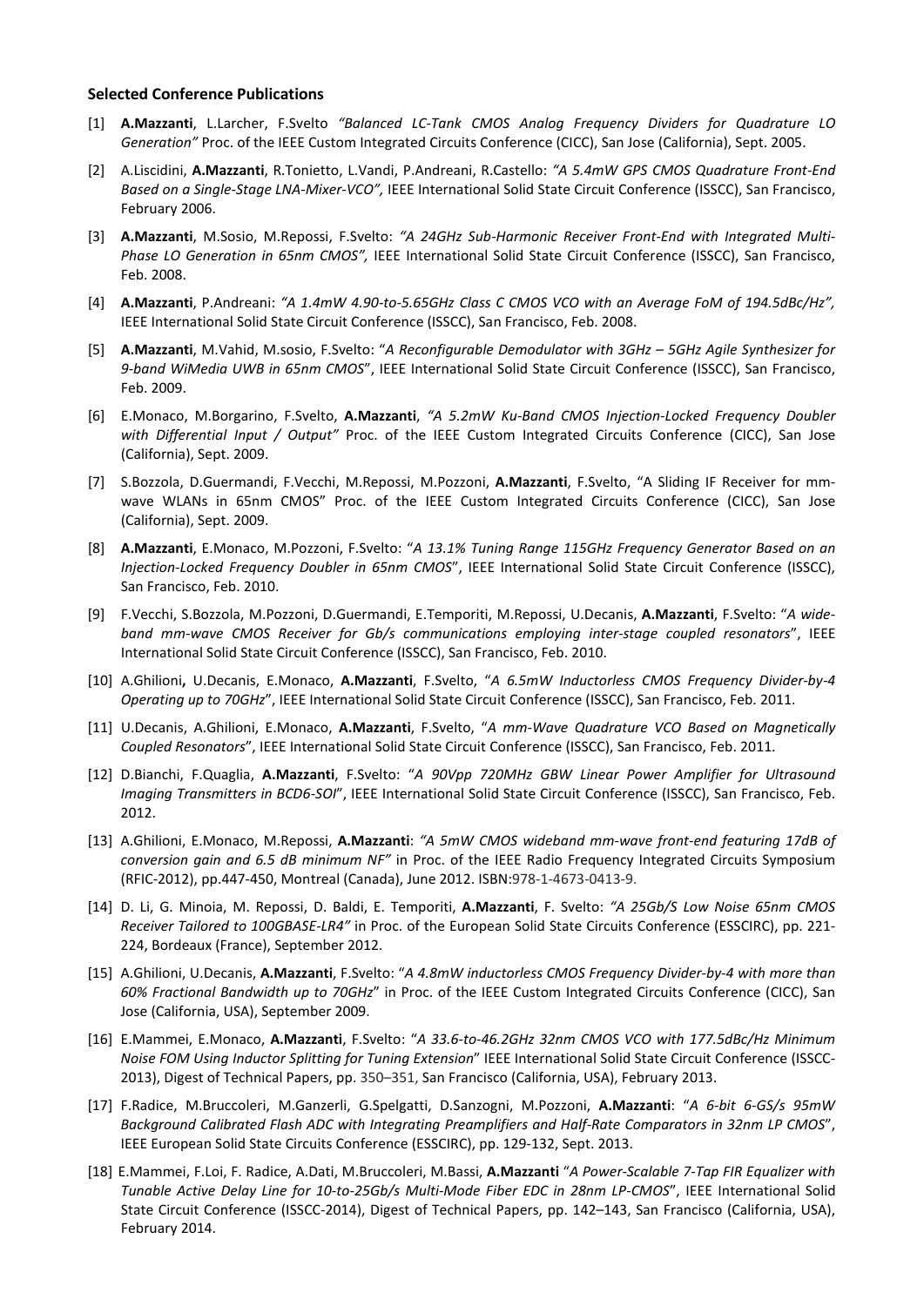### Selected Conference Publications

[1] **A.Mazzanti**, L.Larcher, F.Svelto *"Balanced LC-Tank CMOS Analog Frequency Dividers for Quadrature LO Generation"* Proc. of the IEEE Custom Integrated Circuits Conference (CICC), San Jose (California), Sept. 2005.

[2] A.Liscidini, **A.Mazzanti**, R.Tonietto, L.Vandi, P.Andreani, R.Castello: *"A 5.4mW GPS CMOS Quadrature Front-End Based on a Single-Stage LNA-Mixer-VCO",* IEEE International Solid State Circuit Conference (ISSCC), San Francisco, February 2006.

[3] **A.Mazzanti**, M.Sosio, M.Repossi, F.Svelto: *"A 24GHz Sub-Harmonic Receiver Front-End with Integrated Multi-Phase LO Generation in 65nm CMOS",* IEEE International Solid State Circuit Conference (ISSCC), San Francisco, Feb. 2008.

[4] **A.Mazzanti**, P.Andreani: *"A 1.4mW 4.90-to-5.65GHz Class C CMOS VCO with an Average FoM of 194.5dBc/Hz",* IEEE International Solid State Circuit Conference (ISSCC), San Francisco, Feb. 2008.

[5] **A.Mazzanti**, M.Vahid, M.sosio, F.Svelto: "*A Reconfigurable Demodulator with 3GHz – 5GHz Agile Synthesizer for 9-band WiMedia UWB in 65nm CMOS*", IEEE International Solid State Circuit Conference (ISSCC), San Francisco, Feb. 2009.

[6] E.Monaco, M.Borgarino, F.Svelto, **A.Mazzanti**, *"A 5.2mW Ku-Band CMOS Injection-Locked Frequency Doubler with Differential Input / Output"* Proc. of the IEEE Custom Integrated Circuits Conference (CICC), San Jose (California), Sept. 2009.

[7] S.Bozzola, D.Guermandi, F.Vecchi, M.Repossi, M.Pozzoni, **A.Mazzanti**, F.Svelto, "A Sliding IF Receiver for mm-wave WLANs in 65nm CMOS" Proc. of the IEEE Custom Integrated Circuits Conference (CICC), San Jose (California), Sept. 2009.

[8] **A.Mazzanti**, E.Monaco, M.Pozzoni, F.Svelto: "*A 13.1% Tuning Range 115GHz Frequency Generator Based on an Injection-Locked Frequency Doubler in 65nm CMOS*", IEEE International Solid State Circuit Conference (ISSCC), San Francisco, Feb. 2010.

[9] F.Vecchi, S.Bozzola, M.Pozzoni, D.Guermandi, E.Temporiti, M.Repossi, U.Decanis, **A.Mazzanti**, F.Svelto: "*A wide-band mm-wave CMOS Receiver for Gb/s communications employing inter-stage coupled resonators*", IEEE International Solid State Circuit Conference (ISSCC), San Francisco, Feb. 2010.

[10] A.Ghilioni**,** U.Decanis, E.Monaco, **A.Mazzanti**, F.Svelto, "*A 6.5mW Inductorless CMOS Frequency Divider-by-4 Operating up to 70GHz*", IEEE International Solid State Circuit Conference (ISSCC), San Francisco, Feb. 2011.

[11] U.Decanis, A.Ghilioni, E.Monaco, **A.Mazzanti**, F.Svelto, "*A mm-Wave Quadrature VCO Based on Magnetically Coupled Resonators*", IEEE International Solid State Circuit Conference (ISSCC), San Francisco, Feb. 2011.

[12] D.Bianchi, F.Quaglia, **A.Mazzanti**, F.Svelto: "*A 90Vpp 720MHz GBW Linear Power Amplifier for Ultrasound Imaging Transmitters in BCD6-SOI*", IEEE International Solid State Circuit Conference (ISSCC), San Francisco, Feb. 2012.

[13] A.Ghilioni, E.Monaco, M.Repossi, **A.Mazzanti**: *"A 5mW CMOS wideband mm-wave front-end featuring 17dB of conversion gain and 6.5 dB minimum NF"* in Proc. of the IEEE Radio Frequency Integrated Circuits Symposium (RFIC-2012), pp.447-450, Montreal (Canada), June 2012. ISBN:978-1-4673-0413-9.

[14] D. Li, G. Minoia, M. Repossi, D. Baldi, E. Temporiti, **A.Mazzanti**, F. Svelto: *"A 25Gb/S Low Noise 65nm CMOS Receiver Tailored to 100GBASE-LR4"* in Proc. of the European Solid State Circuits Conference (ESSCIRC), pp. 221-224, Bordeaux (France), September 2012.

[15] A.Ghilioni, U.Decanis, **A.Mazzanti**, F.Svelto: "*A 4.8mW inductorless CMOS Frequency Divider-by-4 with more than 60% Fractional Bandwidth up to 70GHz*" in Proc. of the IEEE Custom Integrated Circuits Conference (CICC), San Jose (California, USA), September 2009.

[16] E.Mammei, E.Monaco, **A.Mazzanti**, F.Svelto: "*A 33.6-to-46.2GHz 32nm CMOS VCO with 177.5dBc/Hz Minimum Noise FOM Using Inductor Splitting for Tuning Extension*" IEEE International Solid State Circuit Conference (ISSCC-2013), Digest of Technical Papers, pp. 350–351, San Francisco (California, USA), February 2013.

[17] F.Radice, M.Bruccoleri, M.Ganzerli, G.Spelgatti, D.Sanzogni, M.Pozzoni, **A.Mazzanti**: "*A 6-bit 6-GS/s 95mW Background Calibrated Flash ADC with Integrating Preamplifiers and Half-Rate Comparators in 32nm LP CMOS*", IEEE European Solid State Circuits Conference (ESSCIRC), pp. 129-132, Sept. 2013.

[18] E.Mammei, F.Loi, F. Radice, A.Dati, M.Bruccoleri, M.Bassi, **A.Mazzanti** "*A Power-Scalable 7-Tap FIR Equalizer with Tunable Active Delay Line for 10-to-25Gb/s Multi-Mode Fiber EDC in 28nm LP-CMOS*", IEEE International Solid State Circuit Conference (ISSCC-2014), Digest of Technical Papers, pp. 142–143, San Francisco (California, USA), February 2014.